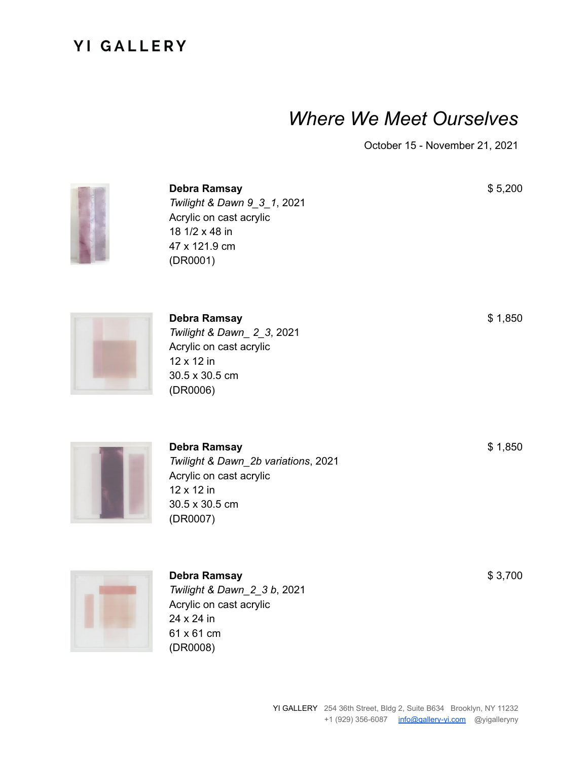# YI GALLERY

## *Where We Meet Ourselves*

October 15 - November 21, 2021

**Debra Ramsay**
*Twilight & Dawn 9_3_1*, 2021
Acrylic on cast acrylic
18 1/2 x 48 in
47 x 121.9 cm
(DR0001)

$ 5,200

**Debra Ramsay**
*Twilight & Dawn_ 2_3*, 2021
Acrylic on cast acrylic
12 x 12 in
30.5 x 30.5 cm
(DR0006)

$ 1,850

**Debra Ramsay**
*Twilight & Dawn_2b variations*, 2021
Acrylic on cast acrylic
12 x 12 in
30.5 x 30.5 cm
(DR0007)

$ 1,850

**Debra Ramsay**
*Twilight & Dawn_2_3 b*, 2021
Acrylic on cast acrylic
24 x 24 in
61 x 61 cm
(DR0008)

$ 3,700

YI GALLERY 254 36th Street, Bldg 2, Suite B634 Brooklyn, NY 11232
+1 (929) 356-6087 info@gallery-yi.com @yigalleryny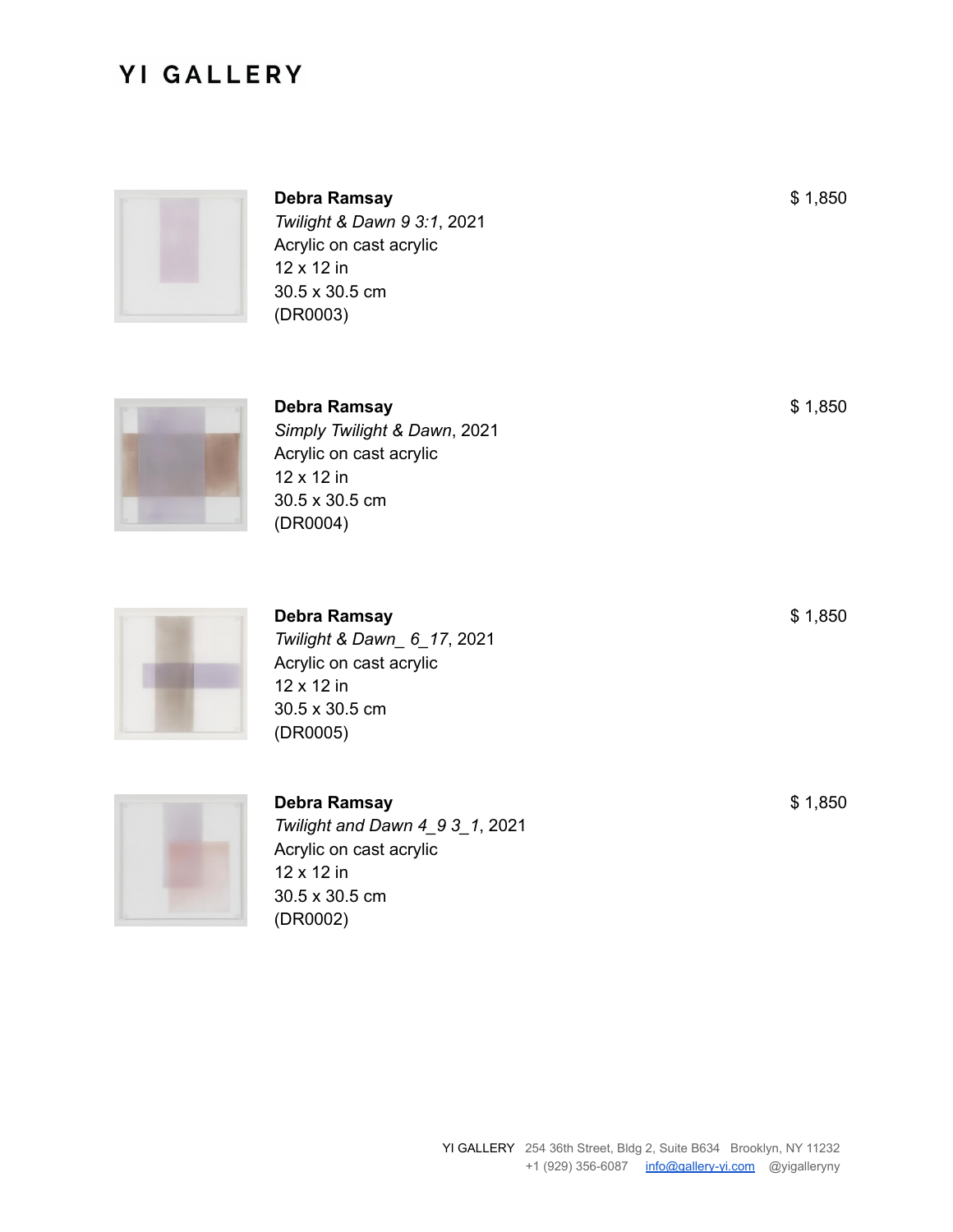# YI GALLERY

**Debra Ramsay**
*Twilight & Dawn 9 3:1*, 2021
Acrylic on cast acrylic
12 x 12 in
30.5 x 30.5 cm
(DR0003)

$ 1,850

**Debra Ramsay**
*Simply Twilight & Dawn*, 2021
Acrylic on cast acrylic
12 x 12 in
30.5 x 30.5 cm
(DR0004)

$ 1,850

**Debra Ramsay**
*Twilight & Dawn_ 6_17*, 2021
Acrylic on cast acrylic
12 x 12 in
30.5 x 30.5 cm
(DR0005)

$ 1,850

**Debra Ramsay**
*Twilight and Dawn 4_9 3_1*, 2021
Acrylic on cast acrylic
12 x 12 in
30.5 x 30.5 cm
(DR0002)

$ 1,850

YI GALLERY 254 36th Street, Bldg 2, Suite B634 Brooklyn, NY 11232
+1 (929) 356-6087 info@gallery-yi.com @yigalleryny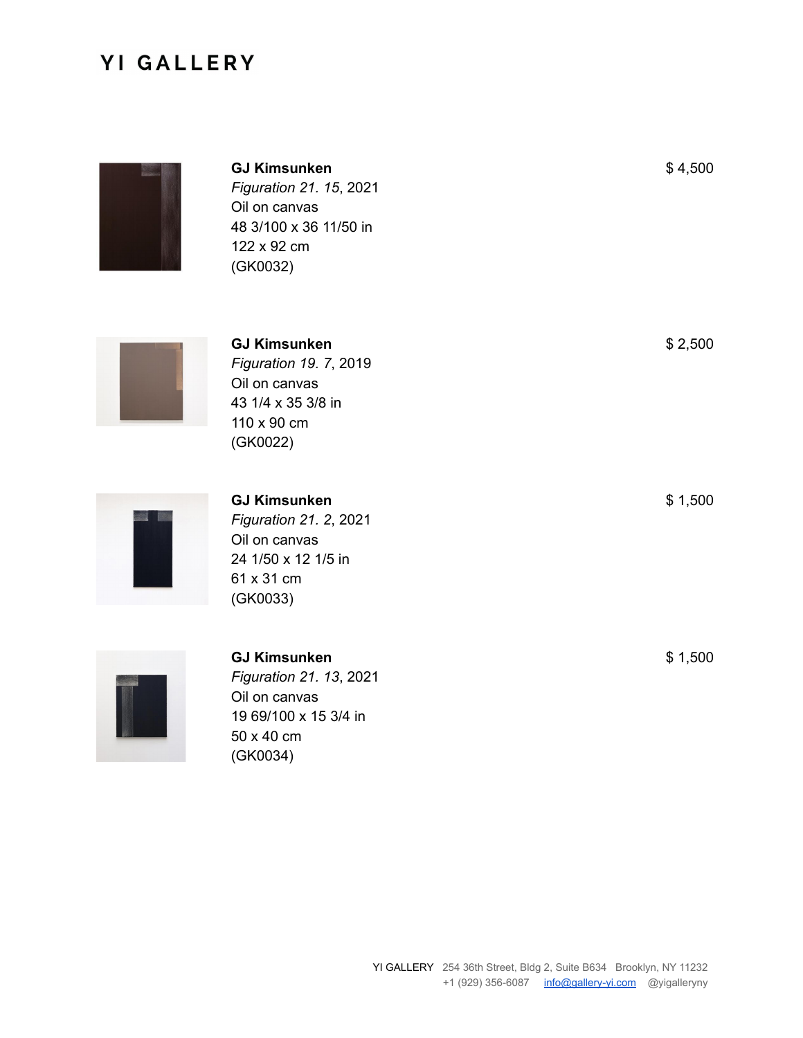# YI GALLERY

**GJ Kimsunken**
*Figuration 21. 15*, 2021
Oil on canvas
48 3/100 x 36 11/50 in
122 x 92 cm
(GK0032)

$ 4,500

**GJ Kimsunken**
*Figuration 19. 7*, 2019
Oil on canvas
43 1/4 x 35 3/8 in
110 x 90 cm
(GK0022)

$ 2,500

**GJ Kimsunken**
*Figuration 21. 2*, 2021
Oil on canvas
24 1/50 x 12 1/5 in
61 x 31 cm
(GK0033)

$ 1,500

**GJ Kimsunken**
*Figuration 21. 13*, 2021
Oil on canvas
19 69/100 x 15 3/4 in
50 x 40 cm
(GK0034)

$ 1,500

YI GALLERY 254 36th Street, Bldg 2, Suite B634 Brooklyn, NY 11232
+1 (929) 356-6087 info@gallery-yi.com @yigalleryny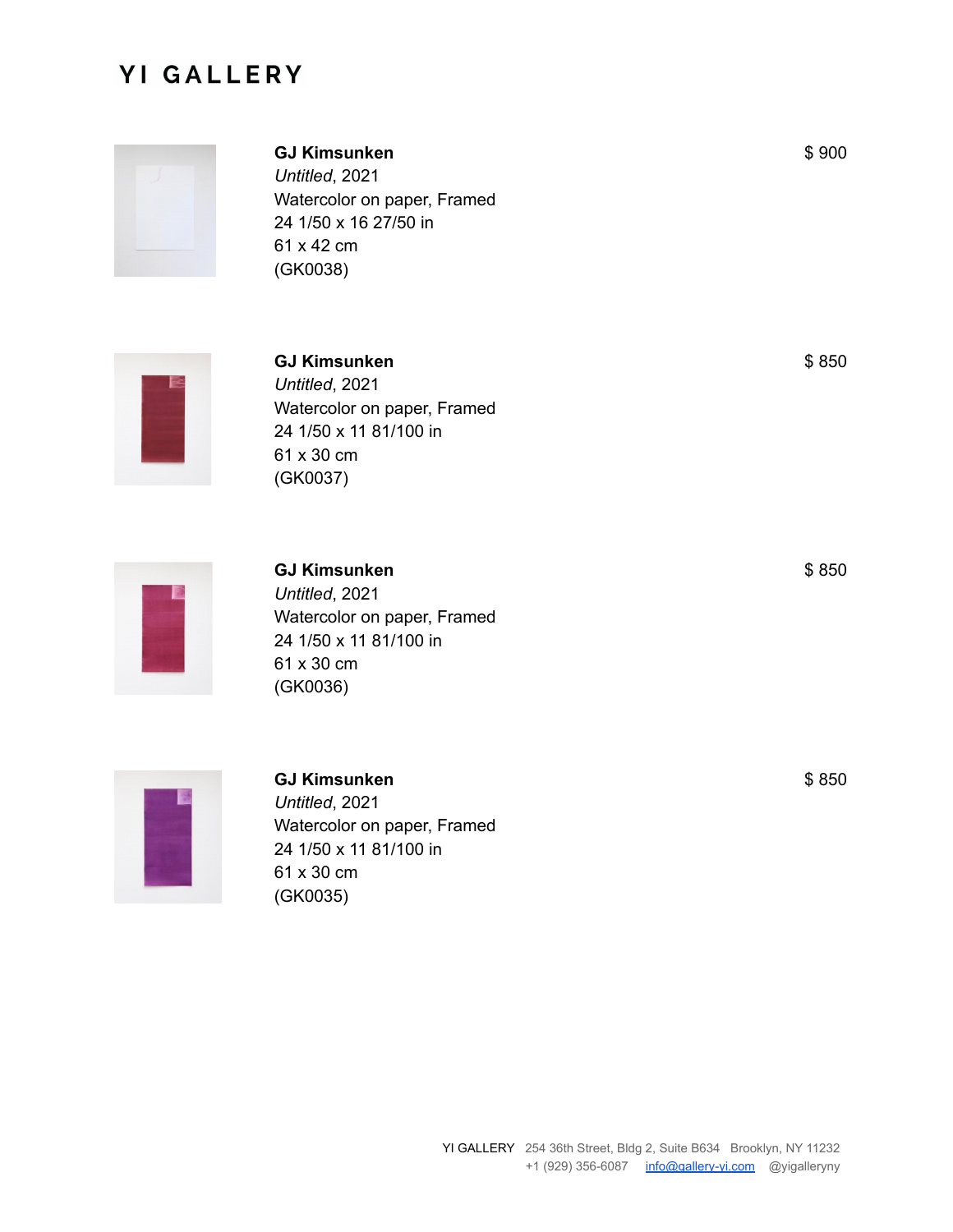# YI GALLERY

**GJ Kimsunken**
*Untitled*, 2021
Watercolor on paper, Framed
24 1/50 x 16 27/50 in
61 x 42 cm
(GK0038)

$ 900

**GJ Kimsunken**
*Untitled*, 2021
Watercolor on paper, Framed
24 1/50 x 11 81/100 in
61 x 30 cm
(GK0037)

$ 850

**GJ Kimsunken**
*Untitled*, 2021
Watercolor on paper, Framed
24 1/50 x 11 81/100 in
61 x 30 cm
(GK0036)

$ 850

**GJ Kimsunken**
*Untitled*, 2021
Watercolor on paper, Framed
24 1/50 x 11 81/100 in
61 x 30 cm
(GK0035)

$ 850

YI GALLERY 254 36th Street, Bldg 2, Suite B634 Brooklyn, NY 11232
+1 (929) 356-6087 info@gallery-yi.com @yigalleryny